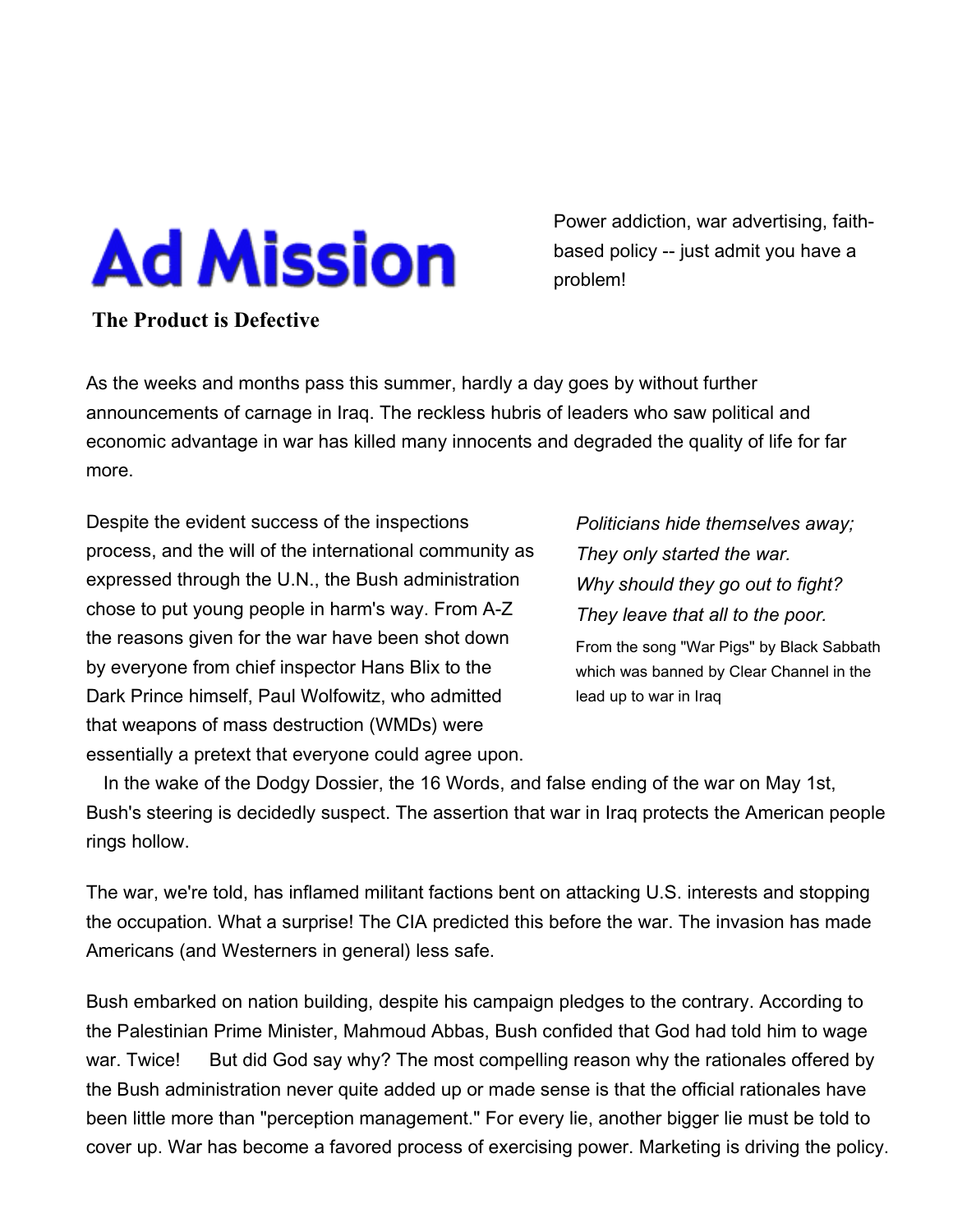# Ad Mission

Power addiction, war advertising, faith-based policy -- just admit you have a problem!

## The Product is Defective

As the weeks and months pass this summer, hardly a day goes by without further announcements of carnage in Iraq. The reckless hubris of leaders who saw political and economic advantage in war has killed many innocents and degraded the quality of life for far more.

Despite the evident success of the inspections process, and the will of the international community as expressed through the U.N., the Bush administration chose to put young people in harm's way. From A-Z the reasons given for the war have been shot down by everyone from chief inspector Hans Blix to the Dark Prince himself, Paul Wolfowitz, who admitted that weapons of mass destruction (WMDs) were essentially a pretext that everyone could agree upon.

*Politicians hide themselves away;*
*They only started the war.*
*Why should they go out to fight?*
*They leave that all to the poor.*

From the song "War Pigs" by Black Sabbath which was banned by Clear Channel in the lead up to war in Iraq

In the wake of the Dodgy Dossier, the 16 Words, and false ending of the war on May 1st, Bush's steering is decidedly suspect. The assertion that war in Iraq protects the American people rings hollow.

The war, we're told, has inflamed militant factions bent on attacking U.S. interests and stopping the occupation. What a surprise! The CIA predicted this before the war. The invasion has made Americans (and Westerners in general) less safe.

Bush embarked on nation building, despite his campaign pledges to the contrary. According to the Palestinian Prime Minister, Mahmoud Abbas, Bush confided that God had told him to wage war. Twice! But did God say why? The most compelling reason why the rationales offered by the Bush administration never quite added up or made sense is that the official rationales have been little more than "perception management." For every lie, another bigger lie must be told to cover up. War has become a favored process of exercising power. Marketing is driving the policy.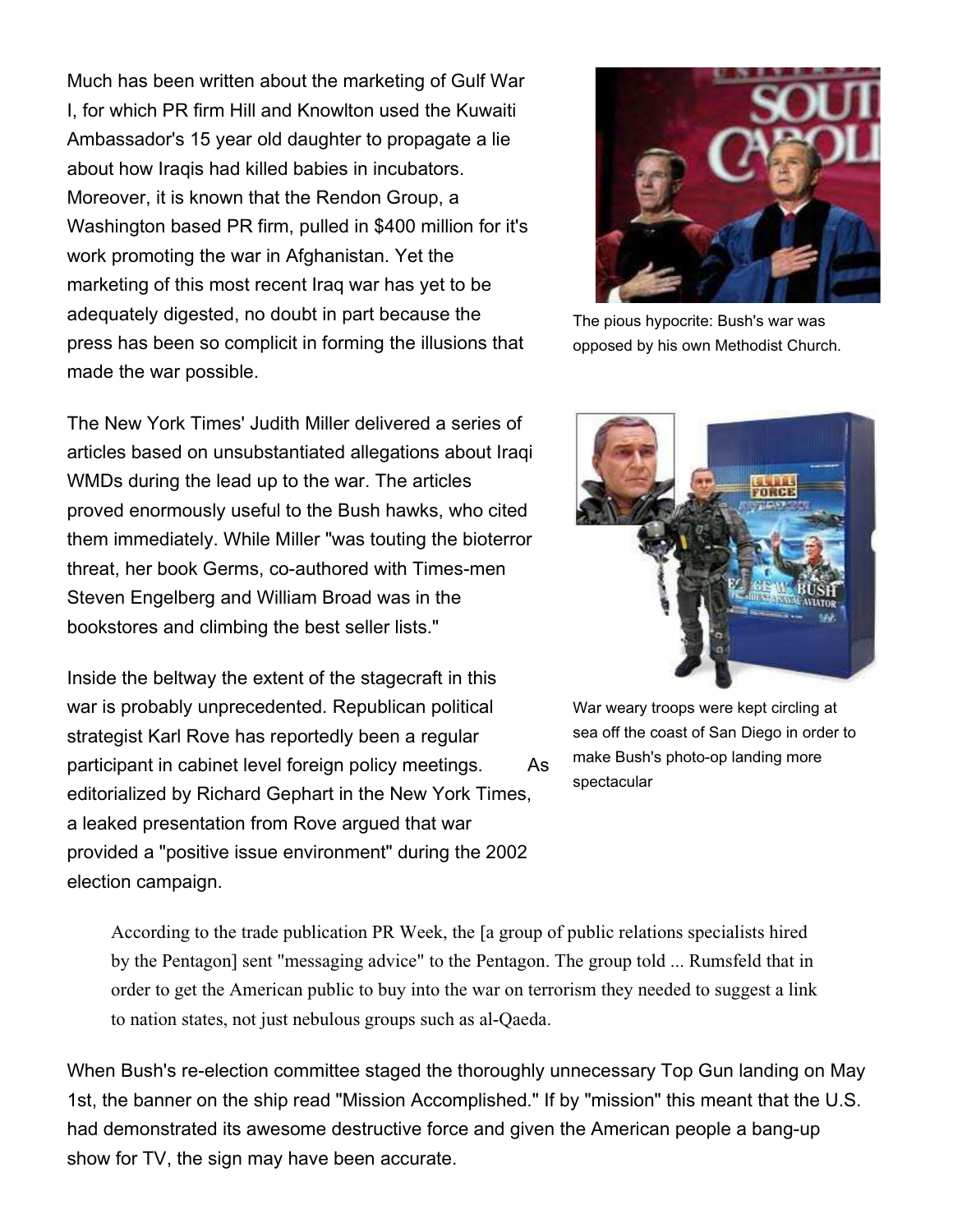Much has been written about the marketing of Gulf War I, for which PR firm Hill and Knowlton used the Kuwaiti Ambassador's 15 year old daughter to propagate a lie about how Iraqis had killed babies in incubators. Moreover, it is known that the Rendon Group, a Washington based PR firm, pulled in $400 million for it's work promoting the war in Afghanistan. Yet the marketing of this most recent Iraq war has yet to be adequately digested, no doubt in part because the press has been so complicit in forming the illusions that made the war possible.

The pious hypocrite: Bush's war was opposed by his own Methodist Church.

The New York Times' Judith Miller delivered a series of articles based on unsubstantiated allegations about Iraqi WMDs during the lead up to the war. The articles proved enormously useful to the Bush hawks, who cited them immediately. While Miller "was touting the bioterror threat, her book Germs, co-authored with Times-men Steven Engelberg and William Broad was in the bookstores and climbing the best seller lists."

Inside the beltway the extent of the stagecraft in this war is probably unprecedented. Republican political strategist Karl Rove has reportedly been a regular participant in cabinet level foreign policy meetings. As editorialized by Richard Gephart in the New York Times, a leaked presentation from Rove argued that war provided a "positive issue environment" during the 2002 election campaign.

War weary troops were kept circling at sea off the coast of San Diego in order to make Bush's photo-op landing more spectacular

> According to the trade publication PR Week, the [a group of public relations specialists hired by the Pentagon] sent "messaging advice" to the Pentagon. The group told ... Rumsfeld that in order to get the American public to buy into the war on terrorism they needed to suggest a link to nation states, not just nebulous groups such as al-Qaeda.

When Bush's re-election committee staged the thoroughly unnecessary Top Gun landing on May 1st, the banner on the ship read "Mission Accomplished." If by "mission" this meant that the U.S. had demonstrated its awesome destructive force and given the American people a bang-up show for TV, the sign may have been accurate.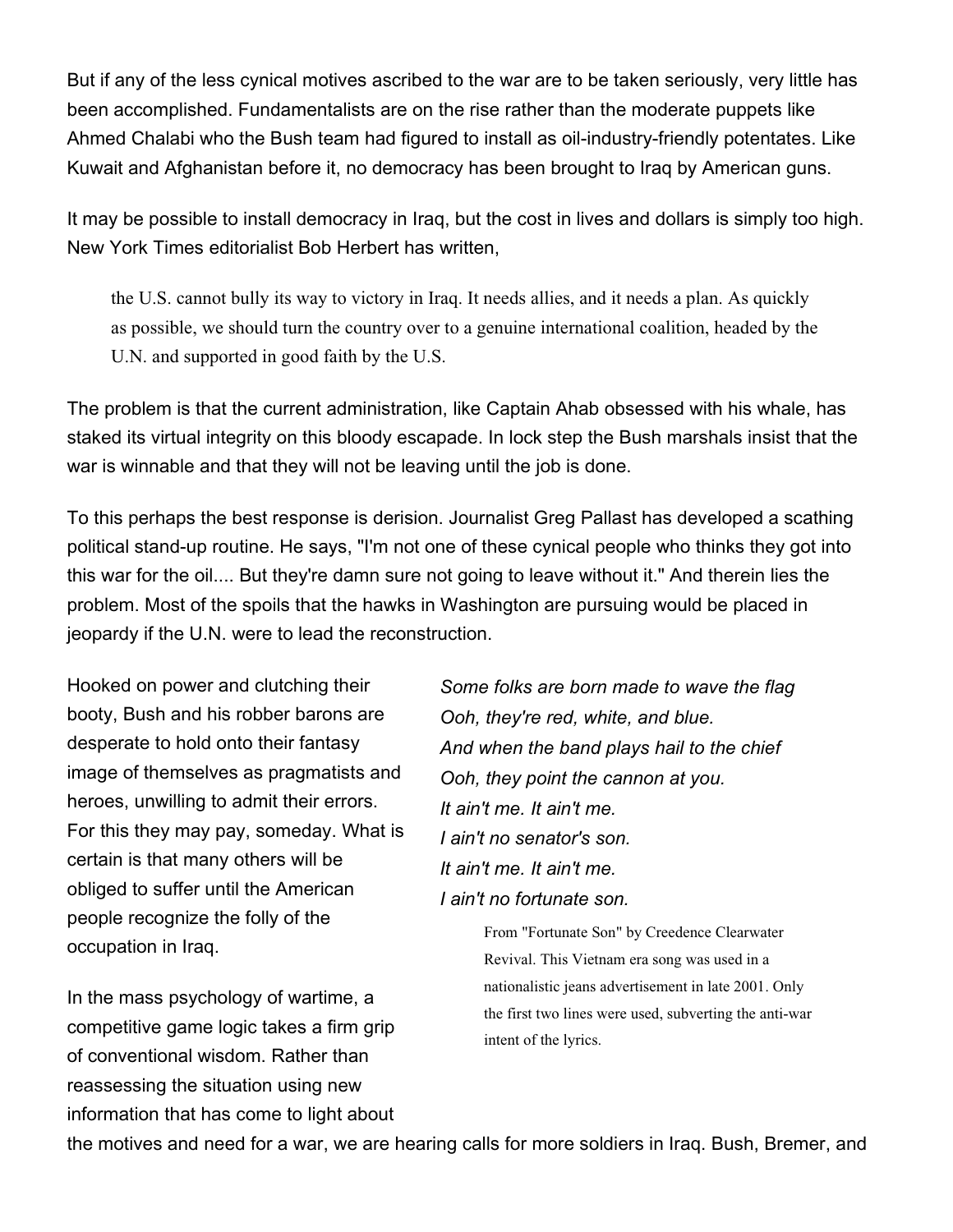But if any of the less cynical motives ascribed to the war are to be taken seriously, very little has been accomplished. Fundamentalists are on the rise rather than the moderate puppets like Ahmed Chalabi who the Bush team had figured to install as oil-industry-friendly potentates. Like Kuwait and Afghanistan before it, no democracy has been brought to Iraq by American guns.

It may be possible to install democracy in Iraq, but the cost in lives and dollars is simply too high. New York Times editorialist Bob Herbert has written,

> the U.S. cannot bully its way to victory in Iraq. It needs allies, and it needs a plan. As quickly as possible, we should turn the country over to a genuine international coalition, headed by the U.N. and supported in good faith by the U.S.

The problem is that the current administration, like Captain Ahab obsessed with his whale, has staked its virtual integrity on this bloody escapade. In lock step the Bush marshals insist that the war is winnable and that they will not be leaving until the job is done.

To this perhaps the best response is derision. Journalist Greg Pallast has developed a scathing political stand-up routine. He says, "I'm not one of these cynical people who thinks they got into this war for the oil.... But they're damn sure not going to leave without it." And therein lies the problem. Most of the spoils that the hawks in Washington are pursuing would be placed in jeopardy if the U.N. were to lead the reconstruction.

Hooked on power and clutching their booty, Bush and his robber barons are desperate to hold onto their fantasy image of themselves as pragmatists and heroes, unwilling to admit their errors. For this they may pay, someday. What is certain is that many others will be obliged to suffer until the American people recognize the folly of the occupation in Iraq.

*Some folks are born made to wave the flag*
*Ooh, they're red, white, and blue.*
*And when the band plays hail to the chief*
*Ooh, they point the cannon at you.*
*It ain't me. It ain't me.*
*I ain't no senator's son.*
*It ain't me. It ain't me.*
*I ain't no fortunate son.*

> From "Fortunate Son" by Creedence Clearwater Revival. This Vietnam era song was used in a nationalistic jeans advertisement in late 2001. Only the first two lines were used, subverting the anti-war intent of the lyrics.

In the mass psychology of wartime, a competitive game logic takes a firm grip of conventional wisdom. Rather than reassessing the situation using new information that has come to light about the motives and need for a war, we are hearing calls for more soldiers in Iraq. Bush, Bremer, and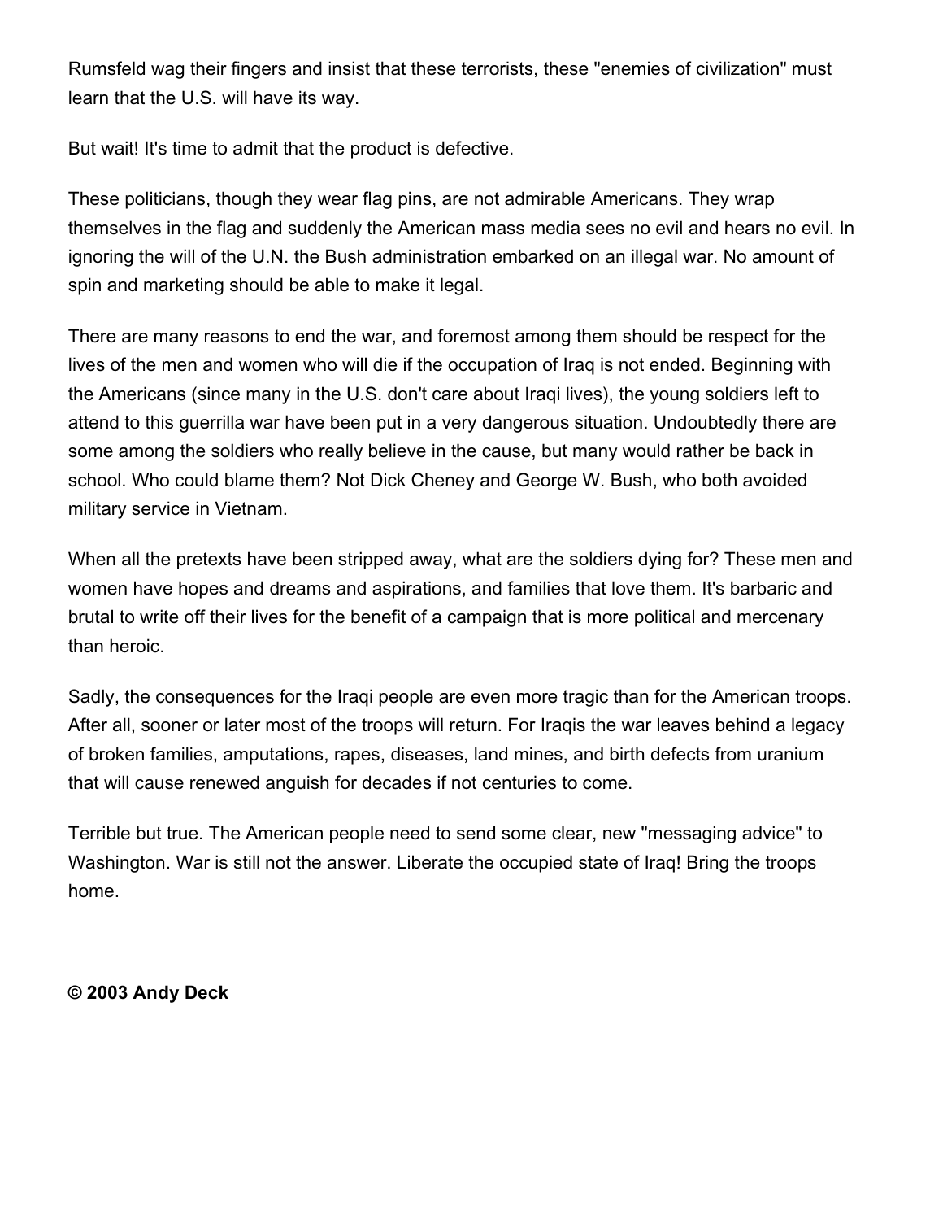Rumsfeld wag their fingers and insist that these terrorists, these "enemies of civilization" must learn that the U.S. will have its way.

But wait! It's time to admit that the product is defective.

These politicians, though they wear flag pins, are not admirable Americans. They wrap themselves in the flag and suddenly the American mass media sees no evil and hears no evil. In ignoring the will of the U.N. the Bush administration embarked on an illegal war. No amount of spin and marketing should be able to make it legal.

There are many reasons to end the war, and foremost among them should be respect for the lives of the men and women who will die if the occupation of Iraq is not ended. Beginning with the Americans (since many in the U.S. don't care about Iraqi lives), the young soldiers left to attend to this guerrilla war have been put in a very dangerous situation. Undoubtedly there are some among the soldiers who really believe in the cause, but many would rather be back in school. Who could blame them? Not Dick Cheney and George W. Bush, who both avoided military service in Vietnam.

When all the pretexts have been stripped away, what are the soldiers dying for? These men and women have hopes and dreams and aspirations, and families that love them. It's barbaric and brutal to write off their lives for the benefit of a campaign that is more political and mercenary than heroic.

Sadly, the consequences for the Iraqi people are even more tragic than for the American troops. After all, sooner or later most of the troops will return. For Iraqis the war leaves behind a legacy of broken families, amputations, rapes, diseases, land mines, and birth defects from uranium that will cause renewed anguish for decades if not centuries to come.

Terrible but true. The American people need to send some clear, new "messaging advice" to Washington. War is still not the answer. Liberate the occupied state of Iraq! Bring the troops home.

**© 2003 Andy Deck**